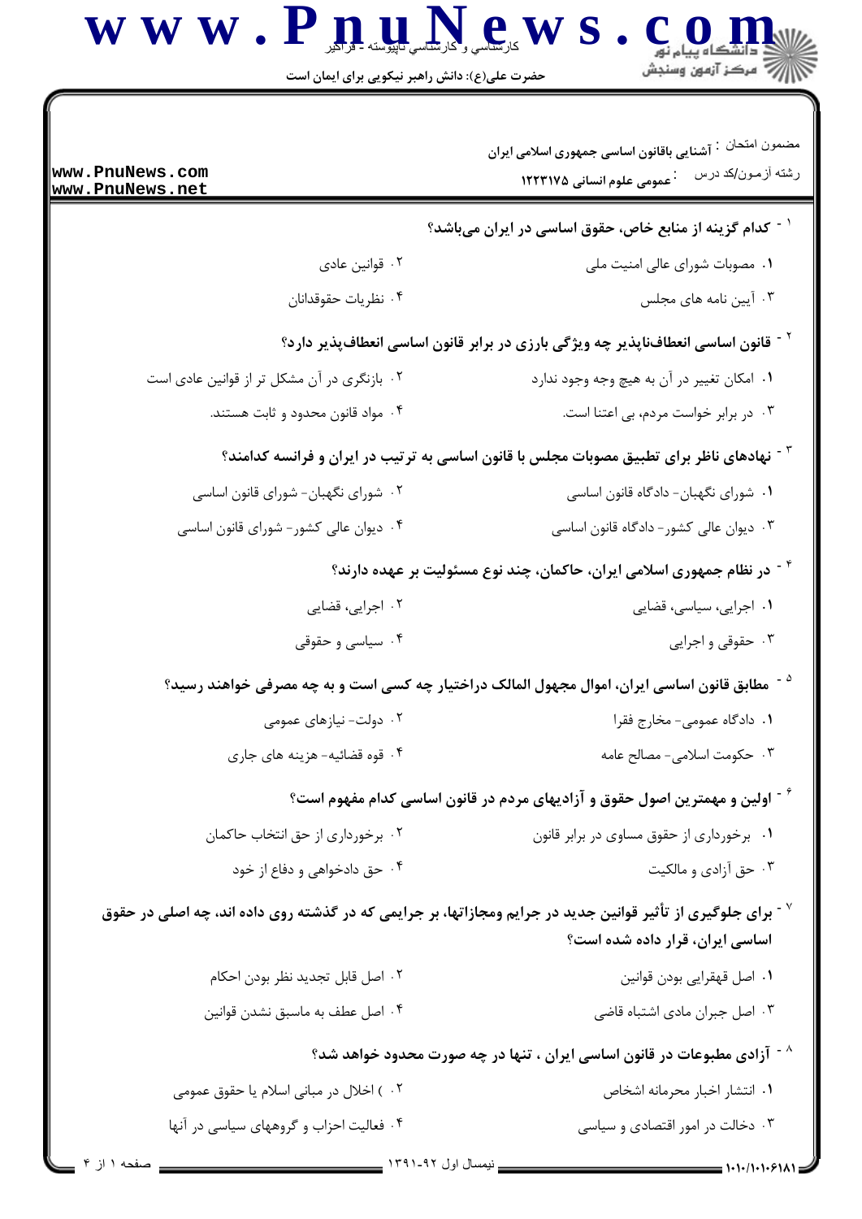مضمون امتحان : آشنایی باقانون اساسی جمهوری اسلامی ایران

رشته آزمون/کد درس : عمومی علوم انسانی ۱۲۲۳۱۷۵

۱ - کدام گزینه از منابع خاص، حقوق اساسی در ایران می‌باشد؟

۱. مصوبات شورای عالی امنیت ملی

۲. قوانین عادی

۳. آیین نامه های مجلس

۴. نظریات حقوقدانان

۲ - قانون اساسی انعطاف‌ناپذیر چه ویژگی بارزی در برابر قانون اساسی انعطاف‌پذیر دارد؟

۱. امکان تغییر در آن به هیچ وجه وجود ندارد

۲. بازنگری در آن مشکل تر از قوانین عادی است

۳. در برابر خواست مردم، بی اعتنا است.

۴. مواد قانون محدود و ثابت هستند.

۳ - نهادهای ناظر برای تطبیق مصوبات مجلس با قانون اساسی به ترتیب در ایران و فرانسه کدامند؟

۱. شورای نگهبان- دادگاه قانون اساسی

۲. شورای نگهبان- شورای قانون اساسی

۳. دیوان عالی کشور- دادگاه قانون اساسی

۴. دیوان عالی کشور- شورای قانون اساسی

۴ - در نظام جمهوری اسلامی ایران، حاکمان، چند نوع مسئولیت بر عهده دارند؟

۱. اجرایی، سیاسی، قضایی

۲. اجرایی، قضایی

۳. حقوقی و اجرایی

۴. سیاسی و حقوقی

۵ - مطابق قانون اساسی ایران، اموال مجهول المالک دراختیار چه کسی است و به چه مصرفی خواهند رسید؟

۱. دادگاه عمومی- مخارج فقرا

۲. دولت- نیازهای عمومی

۳. حکومت اسلامی- مصالح عامه

۴. قوه قضائیه- هزینه های جاری

۶ - اولین و مهمترین اصول حقوق و آزادیهای مردم در قانون اساسی کدام مفهوم است؟

۱. برخورداری از حقوق مساوی در برابر قانون

۲. برخورداری از حق انتخاب حاکمان

۳. حق آزادی و مالکیت

۴. حق دادخواهی و دفاع از خود

۷ - برای جلوگیری از تأثیر قوانین جدید در جرایم ومجازاتها، بر جرایمی که در گذشته روی داده اند، چه اصلی در حقوق اساسی ایران، قرار داده شده است؟

۱. اصل قهقرایی بودن قوانین

۲. اصل قابل تجدید نظر بودن احکام

۳. اصل جبران مادی اشتباه قاضی

۴. اصل عطف به ماسبق نشدن قوانین

۸ - آزادی مطبوعات در قانون اساسی ایران ، تنها در چه صورت محدود خواهد شد؟

۱. انتشار اخبار محرمانه اشخاص

۲. ) اخلال در مبانی اسلام یا حقوق عمومی

۳. دخالت در امور اقتصادی و سیاسی

۴. فعالیت احزاب و گروههای سیاسی در آنها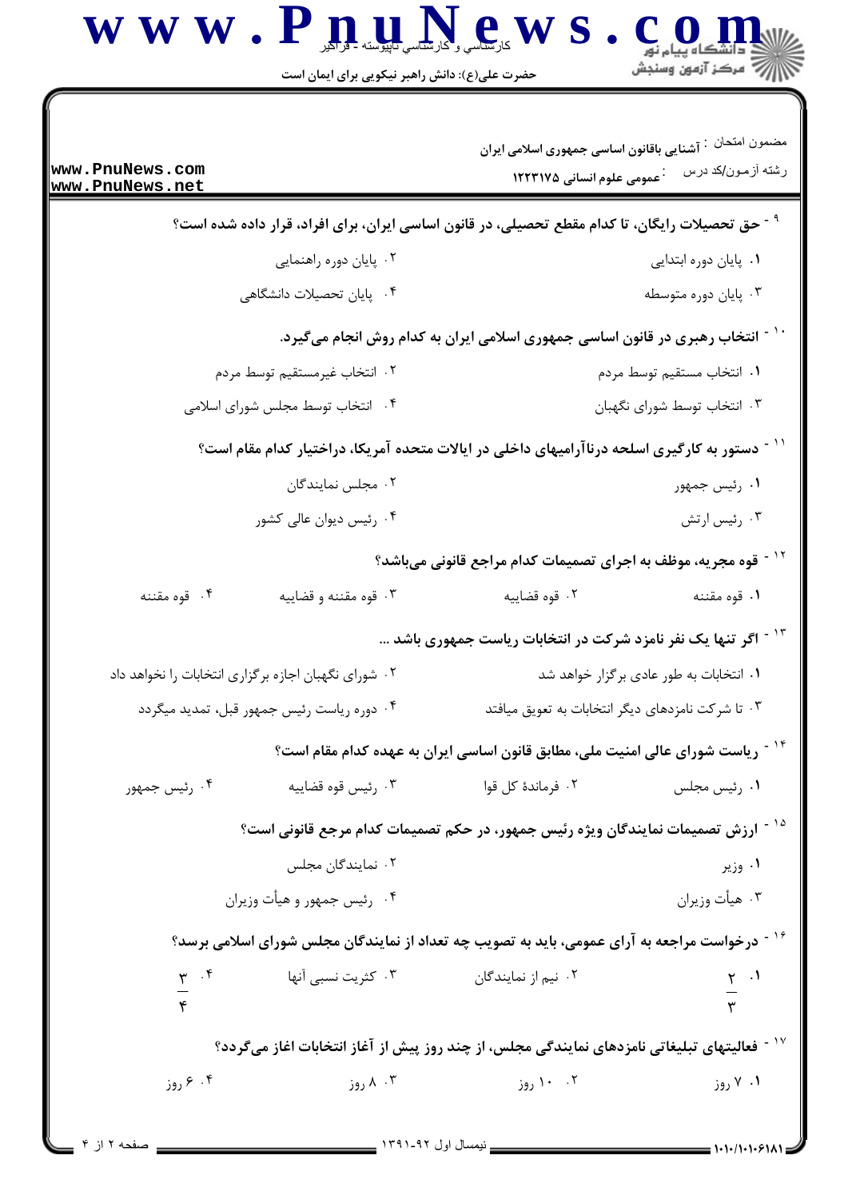مضمون امتحان : آشنایی باقانون اساسی جمهوری اسلامی ایران

رشته آزمون/کد درس : عمومی علوم انسانی ۱۲۲۳۱۷۵

**۹- حق تحصیلات رایگان، تا کدام مقطع تحصیلی، در قانون اساسی ایران، برای افراد، قرار داده شده است؟**

۱. پایان دوره ابتدایی

۲. پایان دوره راهنمایی

۳. پایان دوره متوسطه

۴. پایان تحصیلات دانشگاهی

**۱۰- انتخاب رهبری در قانون اساسی جمهوری اسلامی ایران به کدام روش انجام می‌گیرد.**

۱. انتخاب مستقیم توسط مردم

۲. انتخاب غیرمستقیم توسط مردم

۳. انتخاب توسط شورای نگهبان

۴. انتخاب توسط مجلس شورای اسلامی

**۱۱- دستور به کارگیری اسلحه درناآرامیهای داخلی در ایالات متحده آمریکا، دراختیار کدام مقام است؟**

۱. رئیس جمهور

۲. مجلس نمایندگان

۳. رئیس ارتش

۴. رئیس دیوان عالی کشور

**۱۲- قوه مجریه، موظف به اجرای تصمیمات کدام مراجع قانونی می‌باشد؟**

۱. قوه مقننه

۲. قوه قضاییه

۳. قوه مقننه و قضاییه

۴. قوه مقننه

**۱۳- اگر تنها یک نفر نامزد شرکت در انتخابات ریاست جمهوری باشد ...**

۱. انتخابات به طور عادی برگزار خواهد شد

۲. شورای نگهبان اجازه برگزاری انتخابات را نخواهد داد

۳. تا شرکت نامزدهای دیگر انتخابات به تعویق میافتد

۴. دوره ریاست رئیس جمهور قبل، تمدید میگردد

**۱۴- ریاست شورای عالی امنیت ملی، مطابق قانون اساسی ایران به عهده کدام مقام است؟**

۱. رئیس مجلس

۲. فرماندهٔ کل قوا

۳. رئیس قوه قضاییه

۴. رئیس جمهور

**۱۵- ارزش تصمیمات نمایندگان ویژه رئیس جمهور، در حکم تصمیمات کدام مرجع قانونی است؟**

۱. وزیر

۲. نمایندگان مجلس

۳. هیأت وزیران

۴. رئیس جمهور و هیأت وزیران

**۱۶- درخواست مراجعه به آرای عمومی، باید به تصویب چه تعداد از نمایندگان مجلس شورای اسلامی برسد؟**

۱. $\frac{2}{3}$

۲. نیم از نمایندگان

۳. کثریت نسبی آنها

۴. $\frac{3}{4}$

**۱۷- فعالیتهای تبلیغاتی نامزدهای نمایندگی مجلس، از چند روز پیش از آغاز انتخابات اغاز می‌گردد؟**

۱. ۷ روز

۲. ۱۰ روز

۳. ۸ روز

۴. ۶ روز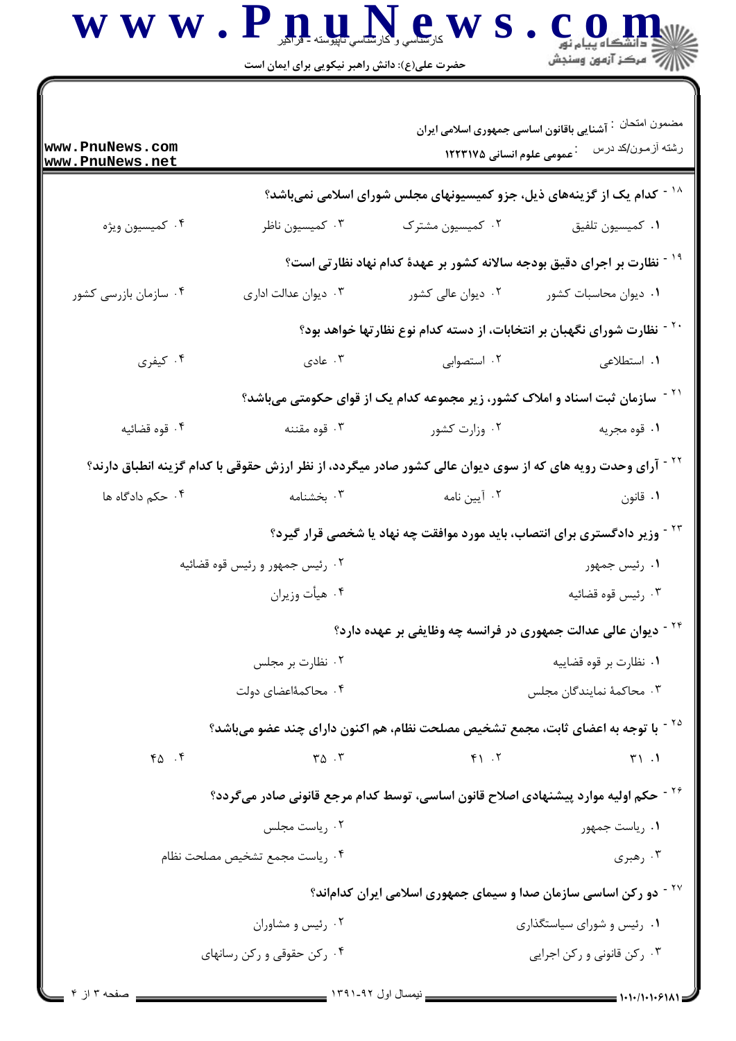مضمون امتحان : آشنایی باقانون اساسی جمهوری اسلامی ایران

رشته آزمون/کد درس : عمومی علوم انسانی ۱۲۲۳۱۷۵

۱۸ - کدام یک از گزینه‌های ذیل، جزو کمیسیونهای مجلس شورای اسلامی نمی‌باشد؟

۱. کمیسیون تلفیق
۲. کمیسیون مشترک
۳. کمیسیون ناظر
۴. کمیسیون ویژه

۱۹ - نظارت بر اجرای دقیق بودجه سالانه کشور بر عهدهٔ کدام نهاد نظارتی است؟

۱. دیوان محاسبات کشور
۲. دیوان عالی کشور
۳. دیوان عدالت اداری
۴. سازمان بازرسی کشور

۲۰ - نظارت شورای نگهبان بر انتخابات، از دسته کدام نوع نظارتها خواهد بود؟

۱. استطلاعی
۲. استصوابی
۳. عادی
۴. کیفری

۲۱ - سازمان ثبت اسناد و املاک کشور، زیر مجموعه کدام یک از قوای حکومتی می‌باشد؟

۱. قوه مجریه
۲. وزارت کشور
۳. قوه مقننه
۴. قوه قضائیه

۲۲ - آرای وحدت رویه های که از سوی دیوان عالی کشور صادر میگردد، از نظر ارزش حقوقی با کدام گزینه انطباق دارند؟

۱. قانون
۲. آیین نامه
۳. بخشنامه
۴. حکم دادگاه ها

۲۳ - وزیر دادگستری برای انتصاب، باید مورد موافقت چه نهاد یا شخصی قرار گیرد؟

۱. رئیس جمهور
۲. رئیس جمهور و رئیس قوه قضائیه
۳. رئیس قوه قضائیه
۴. هیأت وزیران

۲۴ - دیوان عالی عدالت جمهوری در فرانسه چه وظایفی بر عهده دارد؟

۱. نظارت بر قوه قضاییه
۲. نظارت بر مجلس
۳. محاکمهٔ نمایندگان مجلس
۴. محاکمهٔاعضای دولت

۲۵ - با توجه به اعضای ثابت، مجمع تشخیص مصلحت نظام، هم اکنون دارای چند عضو می‌باشد؟

۱. ۳۱
۲. ۴۱
۳. ۳۵
۴. ۴۵

۲۶ - حکم اولیه موارد پیشنهادی اصلاح قانون اساسی، توسط کدام مرجع قانونی صادر می‌گردد؟

۱. ریاست جمهور
۲. ریاست مجلس
۳. رهبری
۴. ریاست مجمع تشخیص مصلحت نظام

۲۷ - دو رکن اساسی سازمان صدا و سیمای جمهوری اسلامی ایران کدام‌اند؟

۱. رئیس و شورای سیاستگذاری
۲. رئیس و مشاوران
۳. رکن قانونی و رکن اجرایی
۴. رکن حقوقی و رکن رسانهای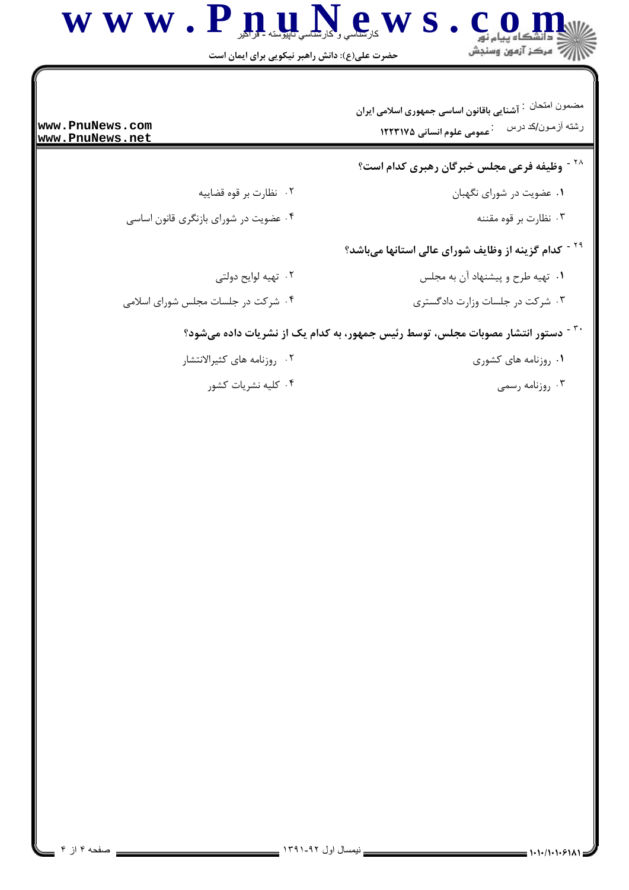مضمون امتحان : آشنایی باقانون اساسی جمهوری اسلامی ایران

رشته آزمون/کد درس : عمومی علوم انسانی ۱۲۲۳۱۷۵

۲۸ - وظیفه فرعی مجلس خبرگان رهبری کدام است؟

۱. عضویت در شورای نگهبان

۲. نظارت بر قوه قضاییه

۳. نظارت بر قوه مقننه

۴. عضویت در شورای بازنگری قانون اساسی

۲۹ - کدام گزینه از وظایف شورای عالی استانها می‌باشد؟

۱. تهیه طرح و پیشنهاد آن به مجلس

۲. تهیه لوایح دولتی

۳. شرکت در جلسات وزارت دادگستری

۴. شرکت در جلسات مجلس شورای اسلامی

۳۰ - دستور انتشار مصوبات مجلس، توسط رئیس جمهور، به کدام یک از نشریات داده می‌شود؟

۱. روزنامه های کشوری

۲. روزنامه های کثیرالانتشار

۳. روزنامه رسمی

۴. کلیه نشریات کشور